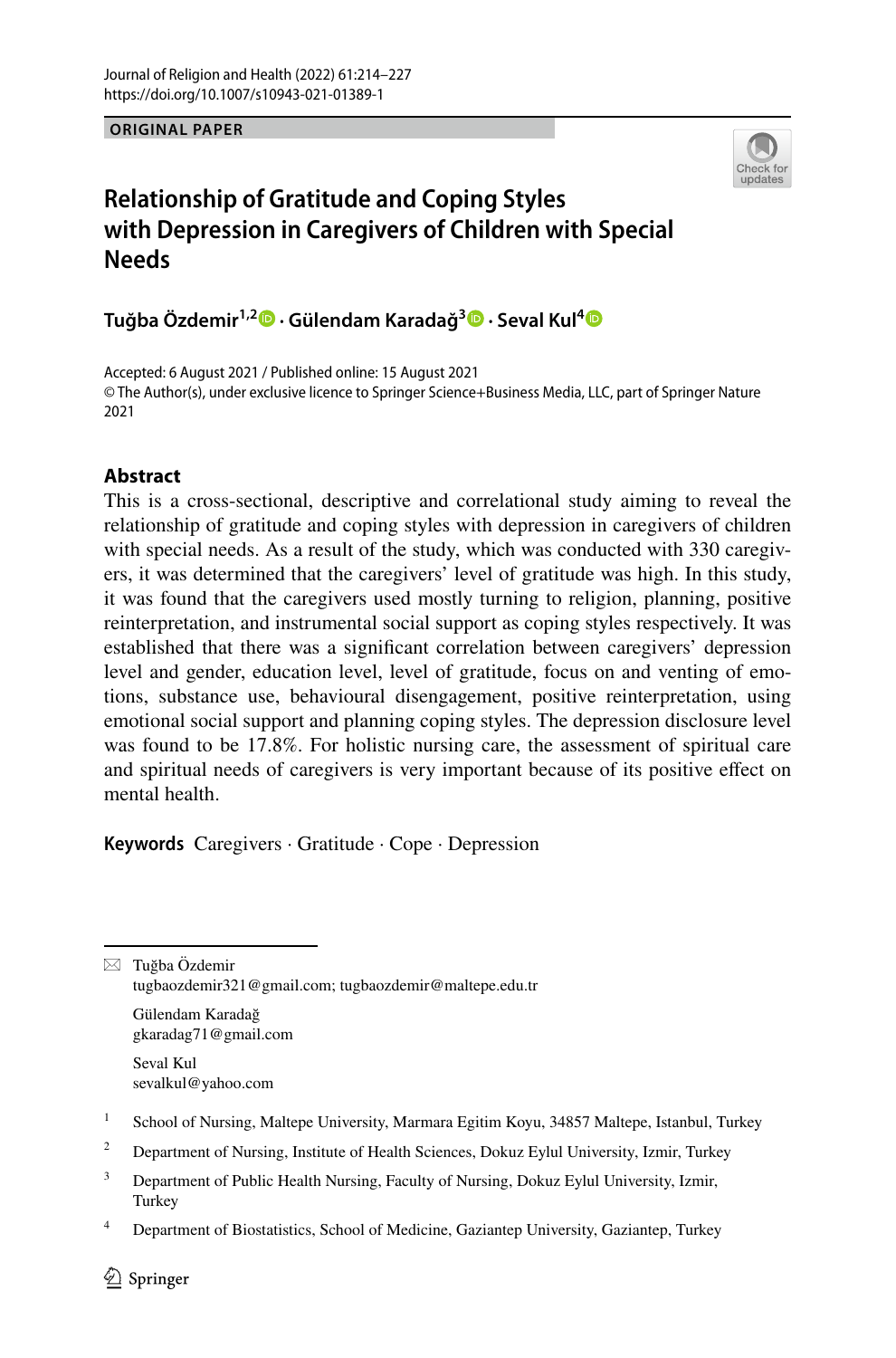ORIGINAL PAPER

# Relationship of Gratitude and Coping Styles with Depression in Caregivers of Children with Special Needs

**Tuğba Özdemir[1,2] · Gülendam Karadağ[3] · Seval Kul[4]**

Accepted: 6 August 2021 / Published online: 15 August 2021
© The Author(s), under exclusive licence to Springer Science+Business Media, LLC, part of Springer Nature 2021

## Abstract

This is a cross-sectional, descriptive and correlational study aiming to reveal the relationship of gratitude and coping styles with depression in caregivers of children with special needs. As a result of the study, which was conducted with 330 caregivers, it was determined that the caregivers' level of gratitude was high. In this study, it was found that the caregivers used mostly turning to religion, planning, positive reinterpretation, and instrumental social support as coping styles respectively. It was established that there was a significant correlation between caregivers' depression level and gender, education level, level of gratitude, focus on and venting of emotions, substance use, behavioural disengagement, positive reinterpretation, using emotional social support and planning coping styles. The depression disclosure level was found to be 17.8%. For holistic nursing care, the assessment of spiritual care and spiritual needs of caregivers is very important because of its positive effect on mental health.

**Keywords** Caregivers · Gratitude · Cope · Depression

---

✉ Tuğba Özdemir
tugbaozdemir321@gmail.com; tugbaozdemir@maltepe.edu.tr

Gülendam Karadağ
gkaradag71@gmail.com

Seval Kul
sevalkul@yahoo.com

[1] School of Nursing, Maltepe University, Marmara Egitim Koyu, 34857 Maltepe, Istanbul, Turkey

[2] Department of Nursing, Institute of Health Sciences, Dokuz Eylul University, Izmir, Turkey

[3] Department of Public Health Nursing, Faculty of Nursing, Dokuz Eylul University, Izmir, Turkey

[4] Department of Biostatistics, School of Medicine, Gaziantep University, Gaziantep, Turkey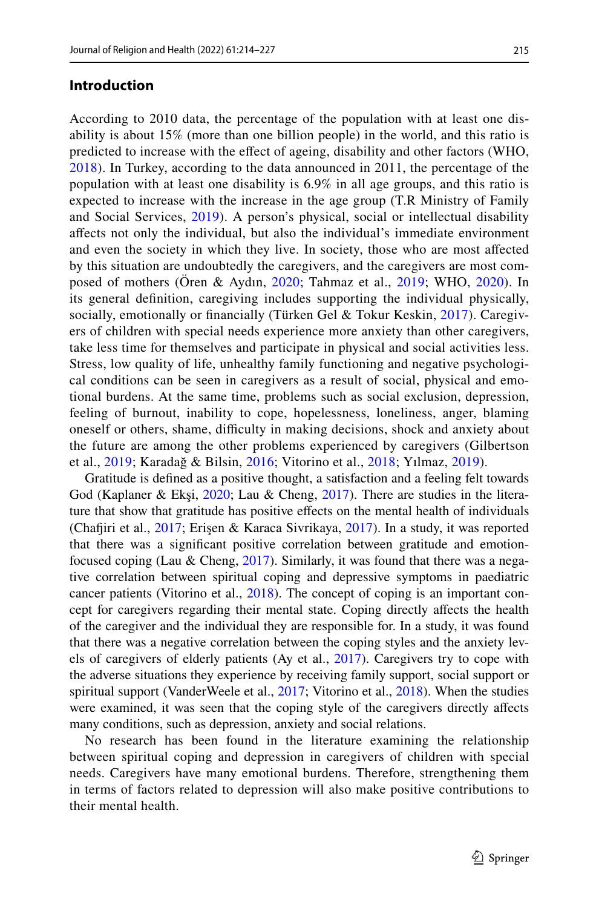## Introduction

According to 2010 data, the percentage of the population with at least one disability is about 15% (more than one billion people) in the world, and this ratio is predicted to increase with the effect of ageing, disability and other factors (WHO, 2018). In Turkey, according to the data announced in 2011, the percentage of the population with at least one disability is 6.9% in all age groups, and this ratio is expected to increase with the increase in the age group (T.R Ministry of Family and Social Services, 2019). A person's physical, social or intellectual disability affects not only the individual, but also the individual's immediate environment and even the society in which they live. In society, those who are most affected by this situation are undoubtedly the caregivers, and the caregivers are most composed of mothers (Ören & Aydın, 2020; Tahmaz et al., 2019; WHO, 2020). In its general definition, caregiving includes supporting the individual physically, socially, emotionally or financially (Türken Gel & Tokur Keskin, 2017). Caregivers of children with special needs experience more anxiety than other caregivers, take less time for themselves and participate in physical and social activities less. Stress, low quality of life, unhealthy family functioning and negative psychological conditions can be seen in caregivers as a result of social, physical and emotional burdens. At the same time, problems such as social exclusion, depression, feeling of burnout, inability to cope, hopelessness, loneliness, anger, blaming oneself or others, shame, difficulty in making decisions, shock and anxiety about the future are among the other problems experienced by caregivers (Gilbertson et al., 2019; Karadağ & Bilsin, 2016; Vitorino et al., 2018; Yılmaz, 2019).

Gratitude is defined as a positive thought, a satisfaction and a feeling felt towards God (Kaplaner & Ekşi, 2020; Lau & Cheng, 2017). There are studies in the literature that show that gratitude has positive effects on the mental health of individuals (Chafjiri et al., 2017; Erişen & Karaca Sivrikaya, 2017). In a study, it was reported that there was a significant positive correlation between gratitude and emotion-focused coping (Lau & Cheng, 2017). Similarly, it was found that there was a negative correlation between spiritual coping and depressive symptoms in paediatric cancer patients (Vitorino et al., 2018). The concept of coping is an important concept for caregivers regarding their mental state. Coping directly affects the health of the caregiver and the individual they are responsible for. In a study, it was found that there was a negative correlation between the coping styles and the anxiety levels of caregivers of elderly patients (Ay et al., 2017). Caregivers try to cope with the adverse situations they experience by receiving family support, social support or spiritual support (VanderWeele et al., 2017; Vitorino et al., 2018). When the studies were examined, it was seen that the coping style of the caregivers directly affects many conditions, such as depression, anxiety and social relations.

No research has been found in the literature examining the relationship between spiritual coping and depression in caregivers of children with special needs. Caregivers have many emotional burdens. Therefore, strengthening them in terms of factors related to depression will also make positive contributions to their mental health.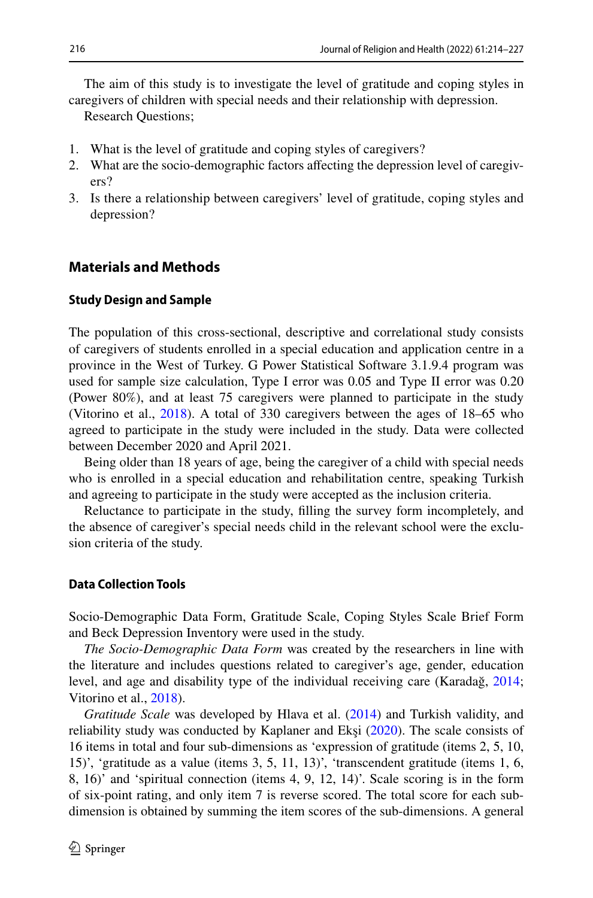The aim of this study is to investigate the level of gratitude and coping styles in caregivers of children with special needs and their relationship with depression.

Research Questions;

1. What is the level of gratitude and coping styles of caregivers?
2. What are the socio-demographic factors affecting the depression level of caregivers?
3. Is there a relationship between caregivers' level of gratitude, coping styles and depression?

## Materials and Methods

### Study Design and Sample

The population of this cross-sectional, descriptive and correlational study consists of caregivers of students enrolled in a special education and application centre in a province in the West of Turkey. G Power Statistical Software 3.1.9.4 program was used for sample size calculation, Type I error was 0.05 and Type II error was 0.20 (Power 80%), and at least 75 caregivers were planned to participate in the study (Vitorino et al., 2018). A total of 330 caregivers between the ages of 18–65 who agreed to participate in the study were included in the study. Data were collected between December 2020 and April 2021.

Being older than 18 years of age, being the caregiver of a child with special needs who is enrolled in a special education and rehabilitation centre, speaking Turkish and agreeing to participate in the study were accepted as the inclusion criteria.

Reluctance to participate in the study, filling the survey form incompletely, and the absence of caregiver's special needs child in the relevant school were the exclusion criteria of the study.

### Data Collection Tools

Socio-Demographic Data Form, Gratitude Scale, Coping Styles Scale Brief Form and Beck Depression Inventory were used in the study.

*The Socio-Demographic Data Form* was created by the researchers in line with the literature and includes questions related to caregiver's age, gender, education level, and age and disability type of the individual receiving care (Karadağ, 2014; Vitorino et al., 2018).

*Gratitude Scale* was developed by Hlava et al. (2014) and Turkish validity, and reliability study was conducted by Kaplaner and Ekşi (2020). The scale consists of 16 items in total and four sub-dimensions as 'expression of gratitude (items 2, 5, 10, 15)', 'gratitude as a value (items 3, 5, 11, 13)', 'transcendent gratitude (items 1, 6, 8, 16)' and 'spiritual connection (items 4, 9, 12, 14)'. Scale scoring is in the form of six-point rating, and only item 7 is reverse scored. The total score for each sub-dimension is obtained by summing the item scores of the sub-dimensions. A general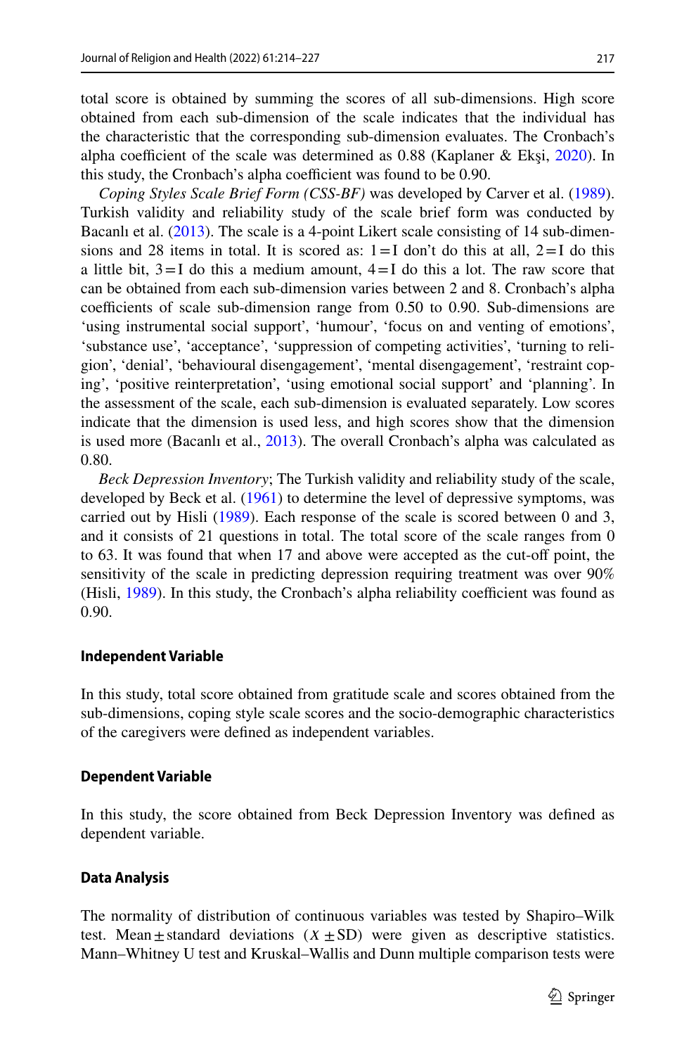total score is obtained by summing the scores of all sub-dimensions. High score obtained from each sub-dimension of the scale indicates that the individual has the characteristic that the corresponding sub-dimension evaluates. The Cronbach's alpha coefficient of the scale was determined as 0.88 (Kaplaner & Ekşi, 2020). In this study, the Cronbach's alpha coefficient was found to be 0.90.

*Coping Styles Scale Brief Form (CSS-BF)* was developed by Carver et al. (1989). Turkish validity and reliability study of the scale brief form was conducted by Bacanlı et al. (2013). The scale is a 4-point Likert scale consisting of 14 sub-dimensions and 28 items in total. It is scored as: 1 = I don't do this at all, 2 = I do this a little bit, 3 = I do this a medium amount, 4 = I do this a lot. The raw score that can be obtained from each sub-dimension varies between 2 and 8. Cronbach's alpha coefficients of scale sub-dimension range from 0.50 to 0.90. Sub-dimensions are 'using instrumental social support', 'humour', 'focus on and venting of emotions', 'substance use', 'acceptance', 'suppression of competing activities', 'turning to religion', 'denial', 'behavioural disengagement', 'mental disengagement', 'restraint coping', 'positive reinterpretation', 'using emotional social support' and 'planning'. In the assessment of the scale, each sub-dimension is evaluated separately. Low scores indicate that the dimension is used less, and high scores show that the dimension is used more (Bacanlı et al., 2013). The overall Cronbach's alpha was calculated as 0.80.

*Beck Depression Inventory*; The Turkish validity and reliability study of the scale, developed by Beck et al. (1961) to determine the level of depressive symptoms, was carried out by Hisli (1989). Each response of the scale is scored between 0 and 3, and it consists of 21 questions in total. The total score of the scale ranges from 0 to 63. It was found that when 17 and above were accepted as the cut-off point, the sensitivity of the scale in predicting depression requiring treatment was over 90% (Hisli, 1989). In this study, the Cronbach's alpha reliability coefficient was found as 0.90.

### Independent Variable

In this study, total score obtained from gratitude scale and scores obtained from the sub-dimensions, coping style scale scores and the socio-demographic characteristics of the caregivers were defined as independent variables.

### Dependent Variable

In this study, the score obtained from Beck Depression Inventory was defined as dependent variable.

### Data Analysis

The normality of distribution of continuous variables was tested by Shapiro–Wilk test. Mean ± standard deviations ($\bar{X} \pm$SD) were given as descriptive statistics. Mann–Whitney U test and Kruskal–Wallis and Dunn multiple comparison tests were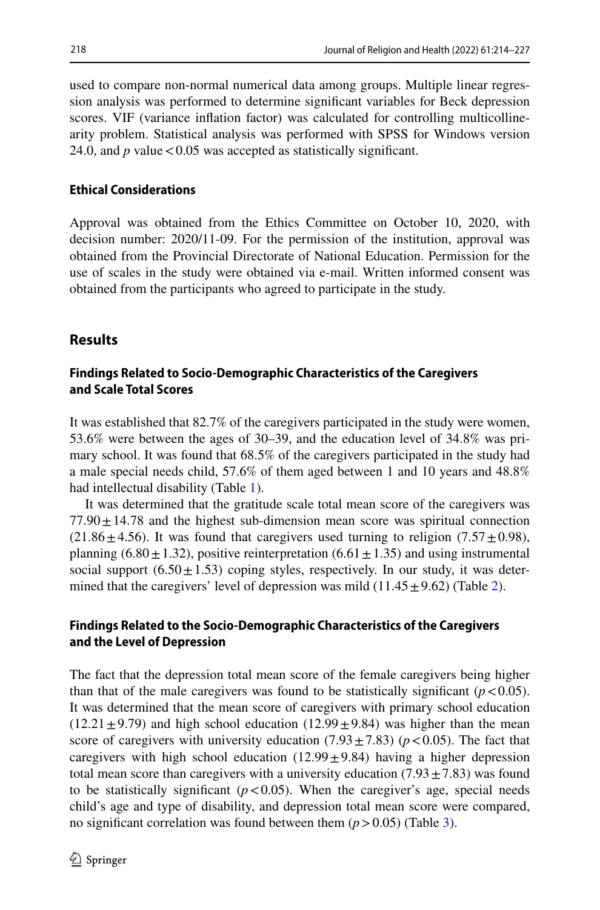used to compare non-normal numerical data among groups. Multiple linear regression analysis was performed to determine significant variables for Beck depression scores. VIF (variance inflation factor) was calculated for controlling multicollinearity problem. Statistical analysis was performed with SPSS for Windows version 24.0, and $p$ value $< 0.05$ was accepted as statistically significant.

### Ethical Considerations

Approval was obtained from the Ethics Committee on October 10, 2020, with decision number: 2020/11-09. For the permission of the institution, approval was obtained from the Provincial Directorate of National Education. Permission for the use of scales in the study were obtained via e-mail. Written informed consent was obtained from the participants who agreed to participate in the study.

## Results

### Findings Related to Socio-Demographic Characteristics of the Caregivers and Scale Total Scores

It was established that 82.7% of the caregivers participated in the study were women, 53.6% were between the ages of 30–39, and the education level of 34.8% was primary school. It was found that 68.5% of the caregivers participated in the study had a male special needs child, 57.6% of them aged between 1 and 10 years and 48.8% had intellectual disability (Table 1).

It was determined that the gratitude scale total mean score of the caregivers was $77.90 \pm 14.78$ and the highest sub-dimension mean score was spiritual connection ($21.86 \pm 4.56$). It was found that caregivers used turning to religion ($7.57 \pm 0.98$), planning ($6.80 \pm 1.32$), positive reinterpretation ($6.61 \pm 1.35$) and using instrumental social support ($6.50 \pm 1.53$) coping styles, respectively. In our study, it was determined that the caregivers' level of depression was mild ($11.45 \pm 9.62$) (Table 2).

### Findings Related to the Socio-Demographic Characteristics of the Caregivers and the Level of Depression

The fact that the depression total mean score of the female caregivers being higher than that of the male caregivers was found to be statistically significant ($p < 0.05$). It was determined that the mean score of caregivers with primary school education ($12.21 \pm 9.79$) and high school education ($12.99 \pm 9.84$) was higher than the mean score of caregivers with university education ($7.93 \pm 7.83$) ($p < 0.05$). The fact that caregivers with high school education ($12.99 \pm 9.84$) having a higher depression total mean score than caregivers with a university education ($7.93 \pm 7.83$) was found to be statistically significant ($p < 0.05$). When the caregiver's age, special needs child's age and type of disability, and depression total mean score were compared, no significant correlation was found between them ($p > 0.05$) (Table 3).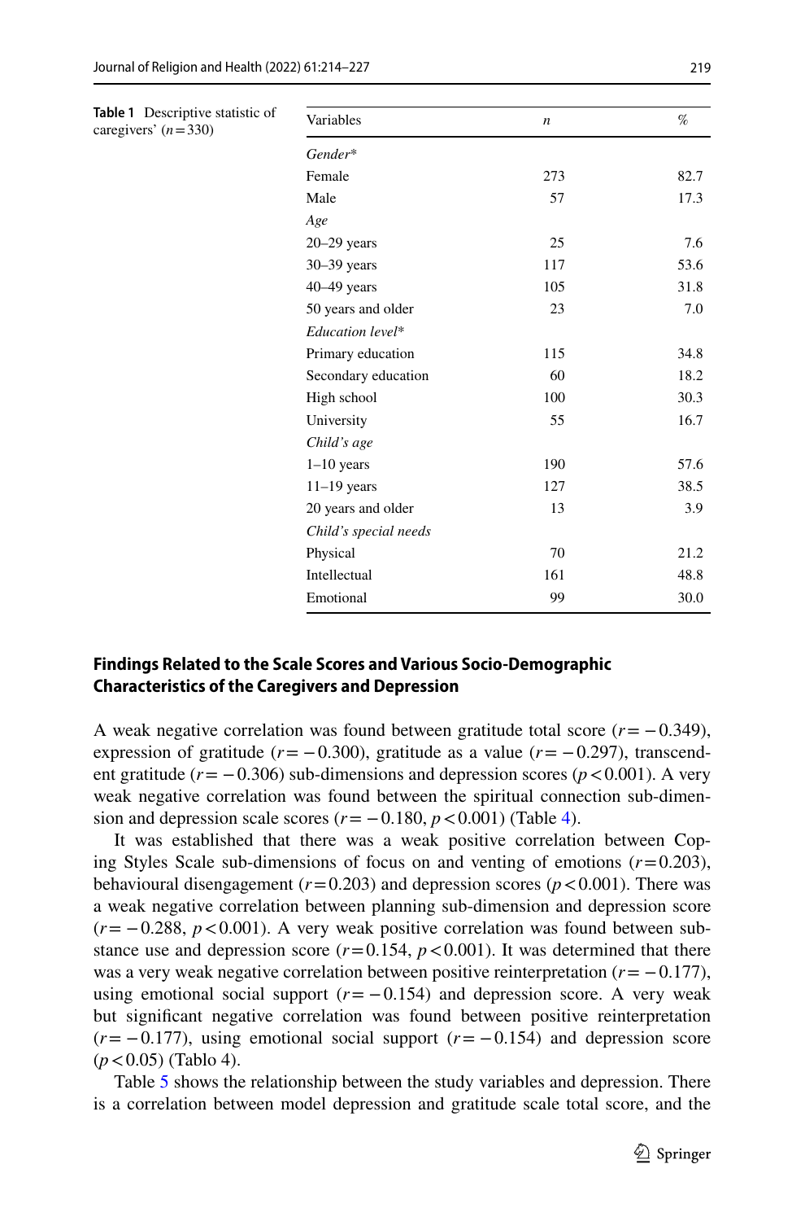**Table 1** Descriptive statistic of caregivers' ($n = 330$)

| Variables | $n$ | % |
|---|---|---|
| *Gender** | | |
| Female | 273 | 82.7 |
| Male | 57 | 17.3 |
| *Age* | | |
| 20–29 years | 25 | 7.6 |
| 30–39 years | 117 | 53.6 |
| 40–49 years | 105 | 31.8 |
| 50 years and older | 23 | 7.0 |
| *Education level** | | |
| Primary education | 115 | 34.8 |
| Secondary education | 60 | 18.2 |
| High school | 100 | 30.3 |
| University | 55 | 16.7 |
| *Child's age* | | |
| 1–10 years | 190 | 57.6 |
| 11–19 years | 127 | 38.5 |
| 20 years and older | 13 | 3.9 |
| *Child's special needs* | | |
| Physical | 70 | 21.2 |
| Intellectual | 161 | 48.8 |
| Emotional | 99 | 30.0 |

### Findings Related to the Scale Scores and Various Socio-Demographic Characteristics of the Caregivers and Depression

A weak negative correlation was found between gratitude total score ($r = -0.349$), expression of gratitude ($r = -0.300$), gratitude as a value ($r = -0.297$), transcendent gratitude ($r = -0.306$) sub-dimensions and depression scores ($p < 0.001$). A very weak negative correlation was found between the spiritual connection sub-dimension and depression scale scores ($r = -0.180$, $p < 0.001$) (Table 4).

It was established that there was a weak positive correlation between Coping Styles Scale sub-dimensions of focus on and venting of emotions ($r = 0.203$), behavioural disengagement ($r = 0.203$) and depression scores ($p < 0.001$). There was a weak negative correlation between planning sub-dimension and depression score ($r = -0.288$, $p < 0.001$). A very weak positive correlation was found between substance use and depression score ($r = 0.154$, $p < 0.001$). It was determined that there was a very weak negative correlation between positive reinterpretation ($r = -0.177$), using emotional social support ($r = -0.154$) and depression score. A very weak but significant negative correlation was found between positive reinterpretation ($r = -0.177$), using emotional social support ($r = -0.154$) and depression score ($p < 0.05$) (Tablo 4).

Table 5 shows the relationship between the study variables and depression. There is a correlation between model depression and gratitude scale total score, and the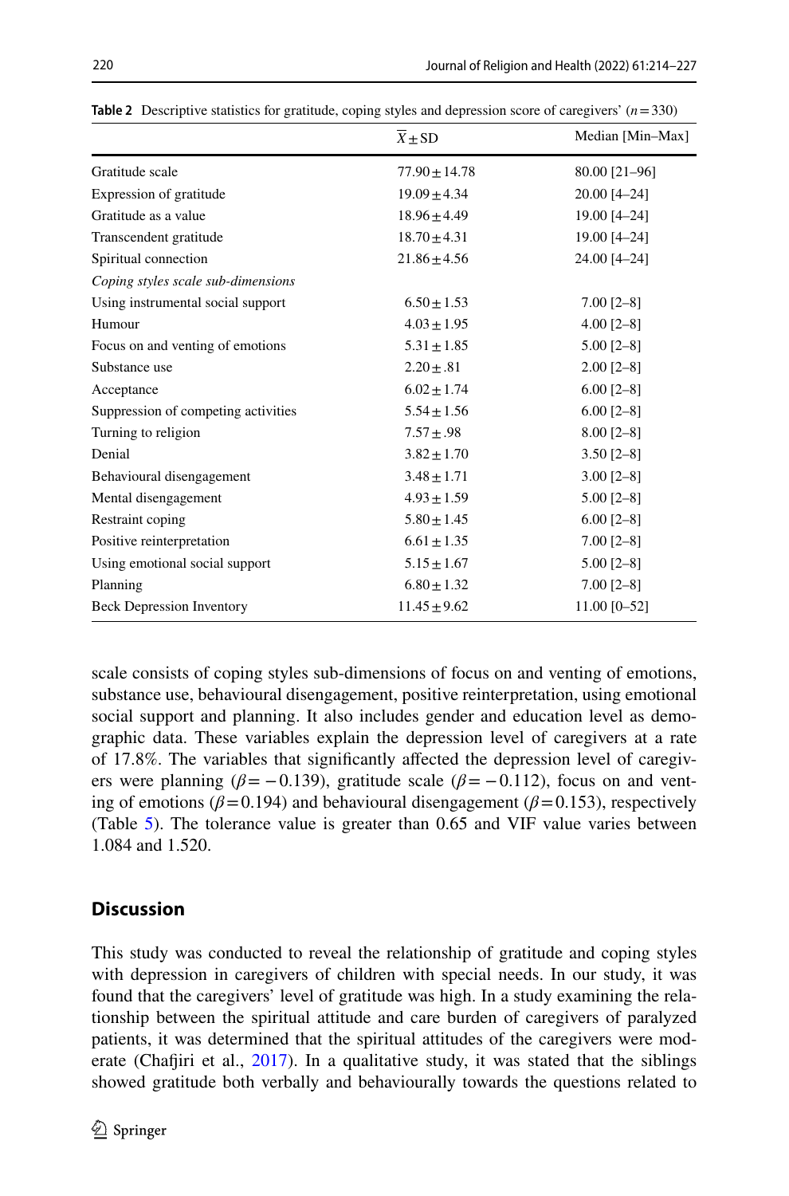**Table 2** Descriptive statistics for gratitude, coping styles and depression score of caregivers' ($n=330$)

| | $\overline{X} \pm$ SD | Median [Min–Max] |
|---|---|---|
| Gratitude scale | 77.90 ± 14.78 | 80.00 [21–96] |
| Expression of gratitude | 19.09 ± 4.34 | 20.00 [4–24] |
| Gratitude as a value | 18.96 ± 4.49 | 19.00 [4–24] |
| Transcendent gratitude | 18.70 ± 4.31 | 19.00 [4–24] |
| Spiritual connection | 21.86 ± 4.56 | 24.00 [4–24] |
| *Coping styles scale sub-dimensions* | | |
| Using instrumental social support | 6.50 ± 1.53 | 7.00 [2–8] |
| Humour | 4.03 ± 1.95 | 4.00 [2–8] |
| Focus on and venting of emotions | 5.31 ± 1.85 | 5.00 [2–8] |
| Substance use | 2.20 ± .81 | 2.00 [2–8] |
| Acceptance | 6.02 ± 1.74 | 6.00 [2–8] |
| Suppression of competing activities | 5.54 ± 1.56 | 6.00 [2–8] |
| Turning to religion | 7.57 ± .98 | 8.00 [2–8] |
| Denial | 3.82 ± 1.70 | 3.50 [2–8] |
| Behavioural disengagement | 3.48 ± 1.71 | 3.00 [2–8] |
| Mental disengagement | 4.93 ± 1.59 | 5.00 [2–8] |
| Restraint coping | 5.80 ± 1.45 | 6.00 [2–8] |
| Positive reinterpretation | 6.61 ± 1.35 | 7.00 [2–8] |
| Using emotional social support | 5.15 ± 1.67 | 5.00 [2–8] |
| Planning | 6.80 ± 1.32 | 7.00 [2–8] |
| Beck Depression Inventory | 11.45 ± 9.62 | 11.00 [0–52] |

scale consists of coping styles sub-dimensions of focus on and venting of emotions, substance use, behavioural disengagement, positive reinterpretation, using emotional social support and planning. It also includes gender and education level as demographic data. These variables explain the depression level of caregivers at a rate of 17.8%. The variables that significantly affected the depression level of caregivers were planning ($\beta = -0.139$), gratitude scale ($\beta = -0.112$), focus on and venting of emotions ($\beta = 0.194$) and behavioural disengagement ($\beta = 0.153$), respectively (Table 5). The tolerance value is greater than 0.65 and VIF value varies between 1.084 and 1.520.

## Discussion

This study was conducted to reveal the relationship of gratitude and coping styles with depression in caregivers of children with special needs. In our study, it was found that the caregivers' level of gratitude was high. In a study examining the relationship between the spiritual attitude and care burden of caregivers of paralyzed patients, it was determined that the spiritual attitudes of the caregivers were moderate (Chafjiri et al., 2017). In a qualitative study, it was stated that the siblings showed gratitude both verbally and behaviourally towards the questions related to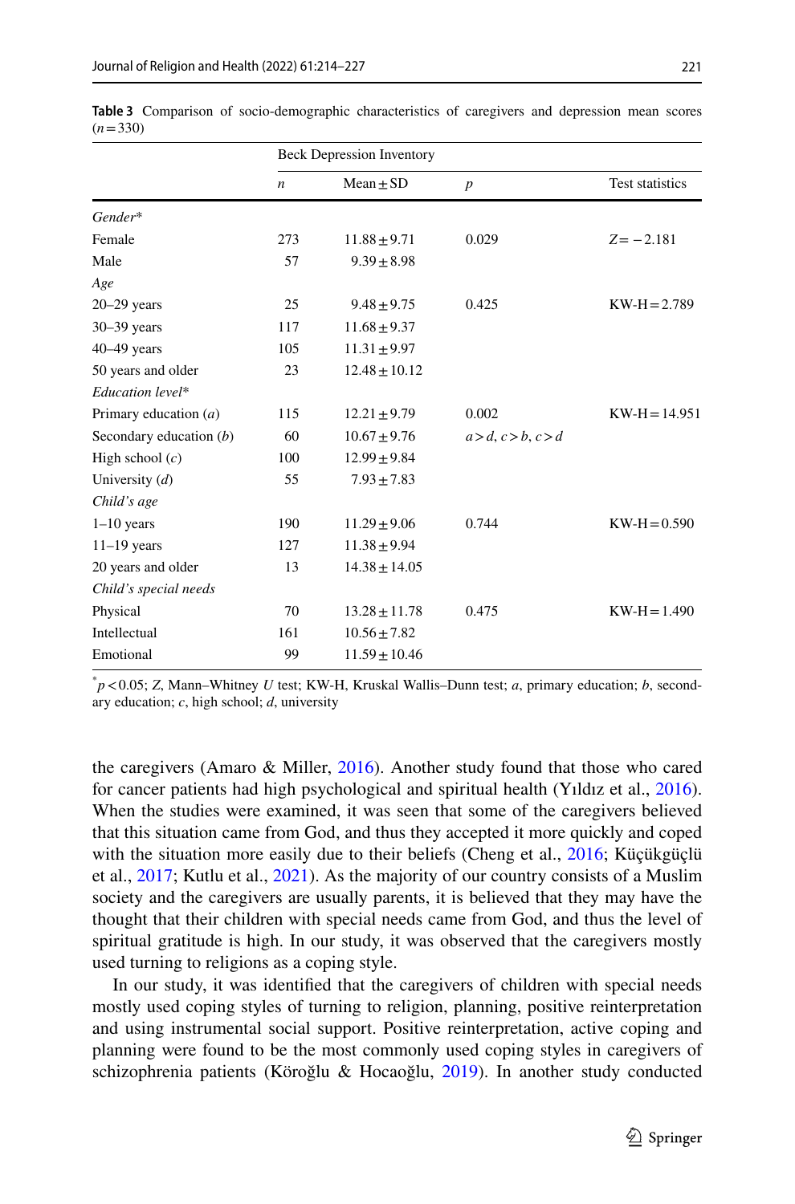**Table 3** Comparison of socio-demographic characteristics of caregivers and depression mean scores ($n = 330$)

| | Beck Depression Inventory | | | |
|---|---|---|---|---|
| | $n$ | Mean ± SD | $p$ | Test statistics |
| *Gender** | | | | |
| Female | 273 | 11.88 ± 9.71 | 0.029 | $Z = -2.181$ |
| Male | 57 | 9.39 ± 8.98 | | |
| *Age* | | | | |
| 20–29 years | 25 | 9.48 ± 9.75 | 0.425 | KW-H = 2.789 |
| 30–39 years | 117 | 11.68 ± 9.37 | | |
| 40–49 years | 105 | 11.31 ± 9.97 | | |
| 50 years and older | 23 | 12.48 ± 10.12 | | |
| *Education level** | | | | |
| Primary education (*a*) | 115 | 12.21 ± 9.79 | 0.002 | KW-H = 14.951 |
| Secondary education (*b*) | 60 | 10.67 ± 9.76 | $a > d$, $c > b$, $c > d$ | |
| High school (*c*) | 100 | 12.99 ± 9.84 | | |
| University (*d*) | 55 | 7.93 ± 7.83 | | |
| *Child's age* | | | | |
| 1–10 years | 190 | 11.29 ± 9.06 | 0.744 | KW-H = 0.590 |
| 11–19 years | 127 | 11.38 ± 9.94 | | |
| 20 years and older | 13 | 14.38 ± 14.05 | | |
| *Child's special needs* | | | | |
| Physical | 70 | 13.28 ± 11.78 | 0.475 | KW-H = 1.490 |
| Intellectual | 161 | 10.56 ± 7.82 | | |
| Emotional | 99 | 11.59 ± 10.46 | | |

*$p < 0.05$; *Z*, Mann–Whitney *U* test; KW-H, Kruskal Wallis–Dunn test; *a*, primary education; *b*, secondary education; *c*, high school; *d*, university

the caregivers (Amaro & Miller, 2016). Another study found that those who cared for cancer patients had high psychological and spiritual health (Yıldız et al., 2016). When the studies were examined, it was seen that some of the caregivers believed that this situation came from God, and thus they accepted it more quickly and coped with the situation more easily due to their beliefs (Cheng et al., 2016; Küçükgüçlü et al., 2017; Kutlu et al., 2021). As the majority of our country consists of a Muslim society and the caregivers are usually parents, it is believed that they may have the thought that their children with special needs came from God, and thus the level of spiritual gratitude is high. In our study, it was observed that the caregivers mostly used turning to religions as a coping style.

In our study, it was identified that the caregivers of children with special needs mostly used coping styles of turning to religion, planning, positive reinterpretation and using instrumental social support. Positive reinterpretation, active coping and planning were found to be the most commonly used coping styles in caregivers of schizophrenia patients (Köroğlu & Hocaoğlu, 2019). In another study conducted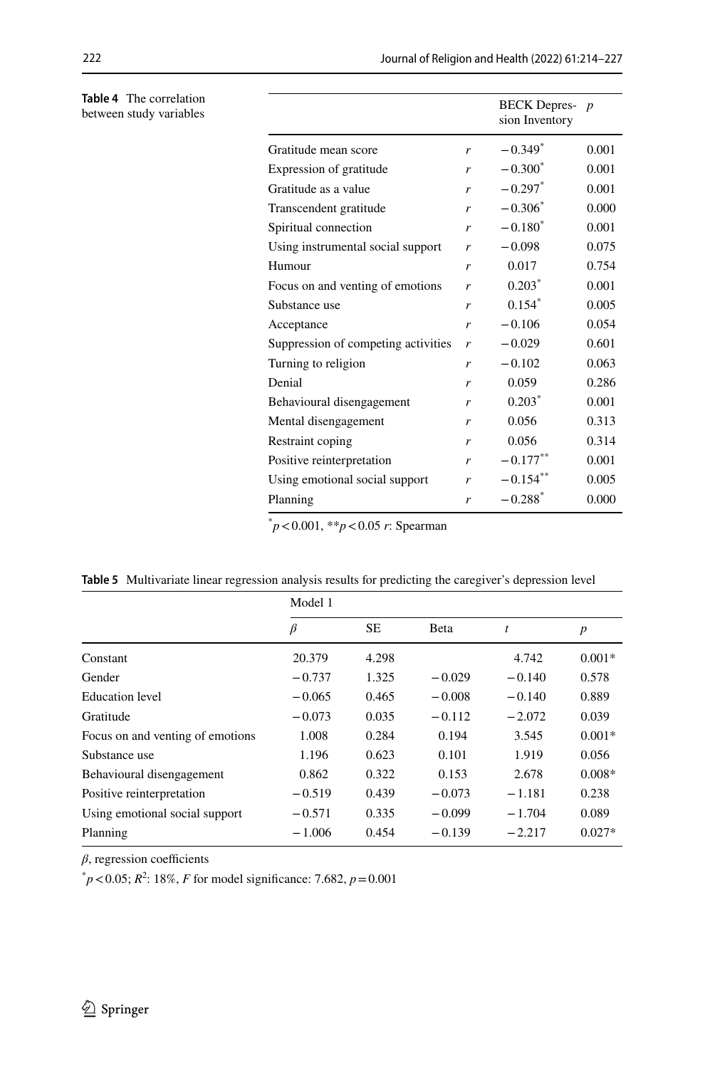**Table 4** The correlation between study variables

| | | BECK Depression Inventory | $p$ |
|---|---|---|---|
| Gratitude mean score | $r$ | −0.349* | 0.001 |
| Expression of gratitude | $r$ | −0.300* | 0.001 |
| Gratitude as a value | $r$ | −0.297* | 0.001 |
| Transcendent gratitude | $r$ | −0.306* | 0.000 |
| Spiritual connection | $r$ | −0.180* | 0.001 |
| Using instrumental social support | $r$ | −0.098 | 0.075 |
| Humour | $r$ | 0.017 | 0.754 |
| Focus on and venting of emotions | $r$ | 0.203* | 0.001 |
| Substance use | $r$ | 0.154* | 0.005 |
| Acceptance | $r$ | −0.106 | 0.054 |
| Suppression of competing activities | $r$ | −0.029 | 0.601 |
| Turning to religion | $r$ | −0.102 | 0.063 |
| Denial | $r$ | 0.059 | 0.286 |
| Behavioural disengagement | $r$ | 0.203* | 0.001 |
| Mental disengagement | $r$ | 0.056 | 0.313 |
| Restraint coping | $r$ | 0.056 | 0.314 |
| Positive reinterpretation | $r$ | −0.177** | 0.001 |
| Using emotional social support | $r$ | −0.154** | 0.005 |
| Planning | $r$ | −0.288* | 0.000 |

*$p < 0.001$, **$p < 0.05$ $r$: Spearman

**Table 5** Multivariate linear regression analysis results for predicting the caregiver's depression level

| | Model 1 | | | | |
|---|---|---|---|---|---|
| | $\beta$ | SE | Beta | $t$ | $p$ |
| Constant | 20.379 | 4.298 | | 4.742 | 0.001* |
| Gender | −0.737 | 1.325 | −0.029 | −0.140 | 0.578 |
| Education level | −0.065 | 0.465 | −0.008 | −0.140 | 0.889 |
| Gratitude | −0.073 | 0.035 | −0.112 | −2.072 | 0.039 |
| Focus on and venting of emotions | 1.008 | 0.284 | 0.194 | 3.545 | 0.001* |
| Substance use | 1.196 | 0.623 | 0.101 | 1.919 | 0.056 |
| Behavioural disengagement | 0.862 | 0.322 | 0.153 | 2.678 | 0.008* |
| Positive reinterpretation | −0.519 | 0.439 | −0.073 | −1.181 | 0.238 |
| Using emotional social support | −0.571 | 0.335 | −0.099 | −1.704 | 0.089 |
| Planning | −1.006 | 0.454 | −0.139 | −2.217 | 0.027* |

$\beta$, regression coefficients

*$p < 0.05$; $R^2$: 18%, $F$ for model significance: 7.682, $p = 0.001$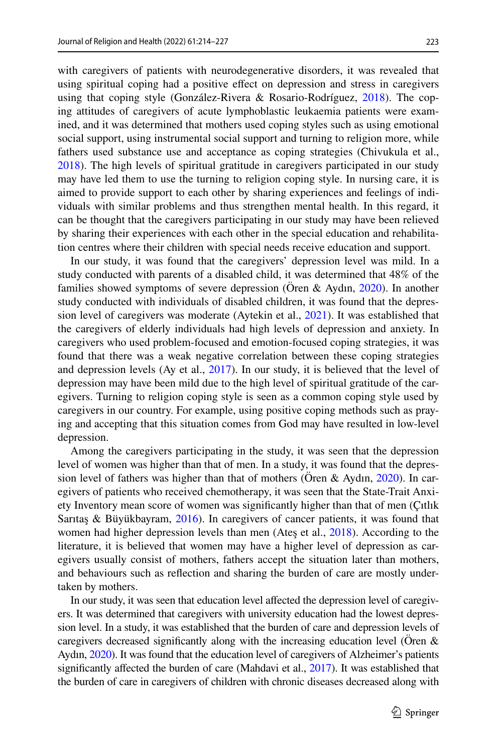with caregivers of patients with neurodegenerative disorders, it was revealed that using spiritual coping had a positive effect on depression and stress in caregivers using that coping style (González-Rivera & Rosario-Rodríguez, 2018). The coping attitudes of caregivers of acute lymphoblastic leukaemia patients were examined, and it was determined that mothers used coping styles such as using emotional social support, using instrumental social support and turning to religion more, while fathers used substance use and acceptance as coping strategies (Chivukula et al., 2018). The high levels of spiritual gratitude in caregivers participated in our study may have led them to use the turning to religion coping style. In nursing care, it is aimed to provide support to each other by sharing experiences and feelings of individuals with similar problems and thus strengthen mental health. In this regard, it can be thought that the caregivers participating in our study may have been relieved by sharing their experiences with each other in the special education and rehabilitation centres where their children with special needs receive education and support.

In our study, it was found that the caregivers' depression level was mild. In a study conducted with parents of a disabled child, it was determined that 48% of the families showed symptoms of severe depression (Ören & Aydın, 2020). In another study conducted with individuals of disabled children, it was found that the depression level of caregivers was moderate (Aytekin et al., 2021). It was established that the caregivers of elderly individuals had high levels of depression and anxiety. In caregivers who used problem-focused and emotion-focused coping strategies, it was found that there was a weak negative correlation between these coping strategies and depression levels (Ay et al., 2017). In our study, it is believed that the level of depression may have been mild due to the high level of spiritual gratitude of the caregivers. Turning to religion coping style is seen as a common coping style used by caregivers in our country. For example, using positive coping methods such as praying and accepting that this situation comes from God may have resulted in low-level depression.

Among the caregivers participating in the study, it was seen that the depression level of women was higher than that of men. In a study, it was found that the depression level of fathers was higher than that of mothers (Ören & Aydın, 2020). In caregivers of patients who received chemotherapy, it was seen that the State-Trait Anxiety Inventory mean score of women was significantly higher than that of men (Çıtlık Sarıtaş & Büyükbayram, 2016). In caregivers of cancer patients, it was found that women had higher depression levels than men (Ateş et al., 2018). According to the literature, it is believed that women may have a higher level of depression as caregivers usually consist of mothers, fathers accept the situation later than mothers, and behaviours such as reflection and sharing the burden of care are mostly undertaken by mothers.

In our study, it was seen that education level affected the depression level of caregivers. It was determined that caregivers with university education had the lowest depression level. In a study, it was established that the burden of care and depression levels of caregivers decreased significantly along with the increasing education level (Ören & Aydın, 2020). It was found that the education level of caregivers of Alzheimer's patients significantly affected the burden of care (Mahdavi et al., 2017). It was established that the burden of care in caregivers of children with chronic diseases decreased along with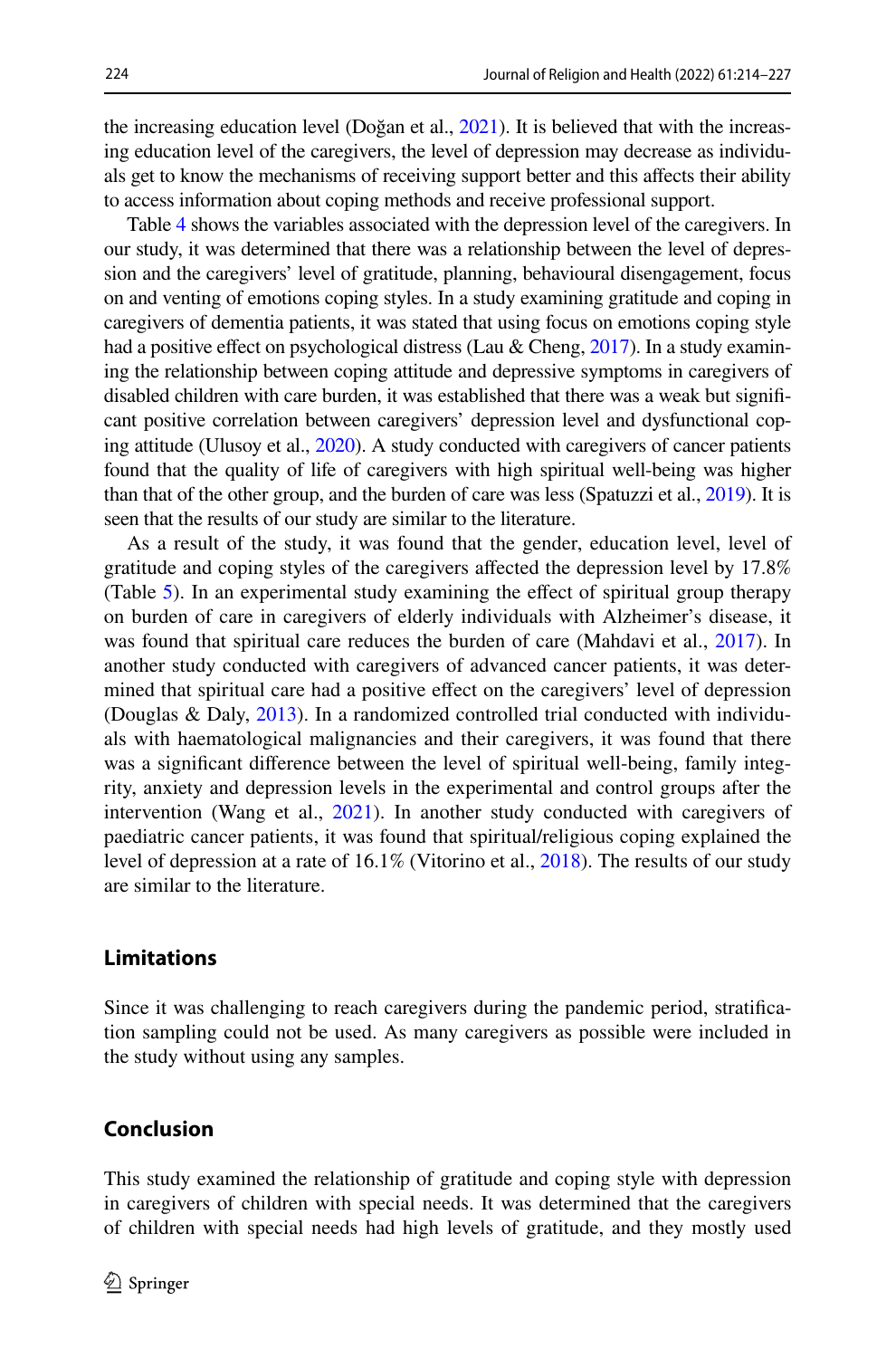the increasing education level (Doğan et al., 2021). It is believed that with the increasing education level of the caregivers, the level of depression may decrease as individuals get to know the mechanisms of receiving support better and this affects their ability to access information about coping methods and receive professional support.

Table 4 shows the variables associated with the depression level of the caregivers. In our study, it was determined that there was a relationship between the level of depression and the caregivers' level of gratitude, planning, behavioural disengagement, focus on and venting of emotions coping styles. In a study examining gratitude and coping in caregivers of dementia patients, it was stated that using focus on emotions coping style had a positive effect on psychological distress (Lau & Cheng, 2017). In a study examining the relationship between coping attitude and depressive symptoms in caregivers of disabled children with care burden, it was established that there was a weak but significant positive correlation between caregivers' depression level and dysfunctional coping attitude (Ulusoy et al., 2020). A study conducted with caregivers of cancer patients found that the quality of life of caregivers with high spiritual well-being was higher than that of the other group, and the burden of care was less (Spatuzzi et al., 2019). It is seen that the results of our study are similar to the literature.

As a result of the study, it was found that the gender, education level, level of gratitude and coping styles of the caregivers affected the depression level by 17.8% (Table 5). In an experimental study examining the effect of spiritual group therapy on burden of care in caregivers of elderly individuals with Alzheimer's disease, it was found that spiritual care reduces the burden of care (Mahdavi et al., 2017). In another study conducted with caregivers of advanced cancer patients, it was determined that spiritual care had a positive effect on the caregivers' level of depression (Douglas & Daly, 2013). In a randomized controlled trial conducted with individuals with haematological malignancies and their caregivers, it was found that there was a significant difference between the level of spiritual well-being, family integrity, anxiety and depression levels in the experimental and control groups after the intervention (Wang et al., 2021). In another study conducted with caregivers of paediatric cancer patients, it was found that spiritual/religious coping explained the level of depression at a rate of 16.1% (Vitorino et al., 2018). The results of our study are similar to the literature.

## Limitations

Since it was challenging to reach caregivers during the pandemic period, stratification sampling could not be used. As many caregivers as possible were included in the study without using any samples.

## Conclusion

This study examined the relationship of gratitude and coping style with depression in caregivers of children with special needs. It was determined that the caregivers of children with special needs had high levels of gratitude, and they mostly used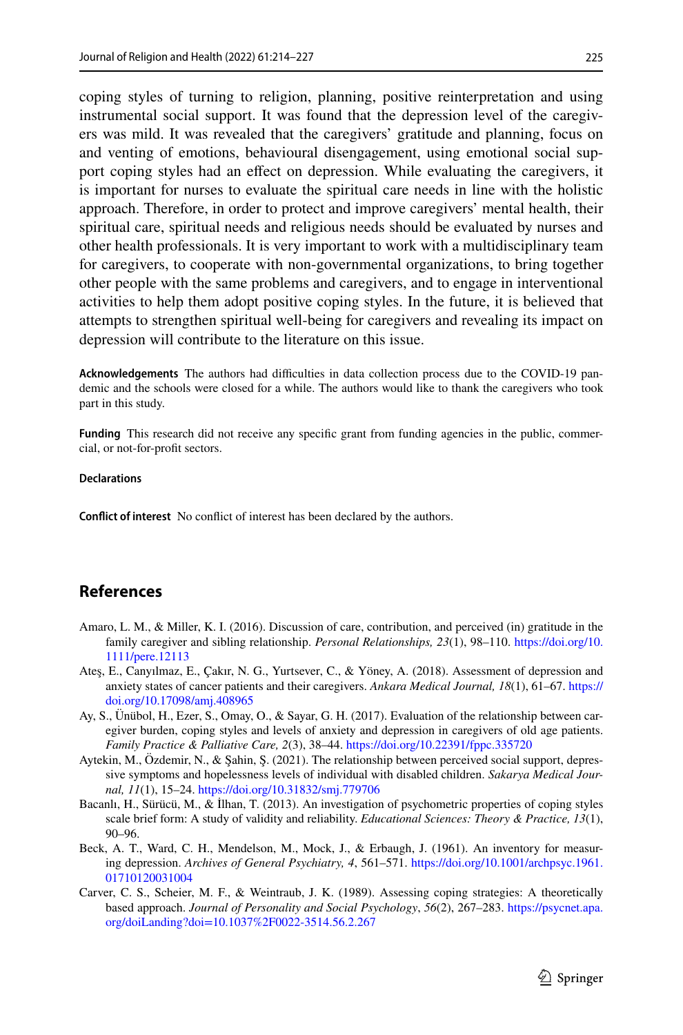coping styles of turning to religion, planning, positive reinterpretation and using instrumental social support. It was found that the depression level of the caregivers was mild. It was revealed that the caregivers' gratitude and planning, focus on and venting of emotions, behavioural disengagement, using emotional social support coping styles had an effect on depression. While evaluating the caregivers, it is important for nurses to evaluate the spiritual care needs in line with the holistic approach. Therefore, in order to protect and improve caregivers' mental health, their spiritual care, spiritual needs and religious needs should be evaluated by nurses and other health professionals. It is very important to work with a multidisciplinary team for caregivers, to cooperate with non-governmental organizations, to bring together other people with the same problems and caregivers, and to engage in interventional activities to help them adopt positive coping styles. In the future, it is believed that attempts to strengthen spiritual well-being for caregivers and revealing its impact on depression will contribute to the literature on this issue.

**Acknowledgements** The authors had difficulties in data collection process due to the COVID-19 pandemic and the schools were closed for a while. The authors would like to thank the caregivers who took part in this study.

**Funding** This research did not receive any specific grant from funding agencies in the public, commercial, or not-for-profit sectors.

**Declarations**

**Conflict of interest** No conflict of interest has been declared by the authors.

## References

- Amaro, L. M., & Miller, K. I. (2016). Discussion of care, contribution, and perceived (in) gratitude in the family caregiver and sibling relationship. *Personal Relationships, 23*(1), 98–110. https://doi.org/10.1111/pere.12113
- Ateş, E., Canyılmaz, E., Çakır, N. G., Yurtsever, C., & Yöney, A. (2018). Assessment of depression and anxiety states of cancer patients and their caregivers. *Ankara Medical Journal, 18*(1), 61–67. https://doi.org/10.17098/amj.408965
- Ay, S., Ünübol, H., Ezer, S., Omay, O., & Sayar, G. H. (2017). Evaluation of the relationship between caregiver burden, coping styles and levels of anxiety and depression in caregivers of old age patients. *Family Practice & Palliative Care, 2*(3), 38–44. https://doi.org/10.22391/fppc.335720
- Aytekin, M., Özdemir, N., & Şahin, Ş. (2021). The relationship between perceived social support, depressive symptoms and hopelessness levels of individual with disabled children. *Sakarya Medical Journal, 11*(1), 15–24. https://doi.org/10.31832/smj.779706
- Bacanlı, H., Sürücü, M., & İlhan, T. (2013). An investigation of psychometric properties of coping styles scale brief form: A study of validity and reliability. *Educational Sciences: Theory & Practice, 13*(1), 90–96.
- Beck, A. T., Ward, C. H., Mendelson, M., Mock, J., & Erbaugh, J. (1961). An inventory for measuring depression. *Archives of General Psychiatry, 4*, 561–571. https://doi.org/10.1001/archpsyc.1961.01710120031004
- Carver, C. S., Scheier, M. F., & Weintraub, J. K. (1989). Assessing coping strategies: A theoretically based approach. *Journal of Personality and Social Psychology*, *56*(2), 267–283. https://psycnet.apa.org/doiLanding?doi=10.1037%2F0022-3514.56.2.267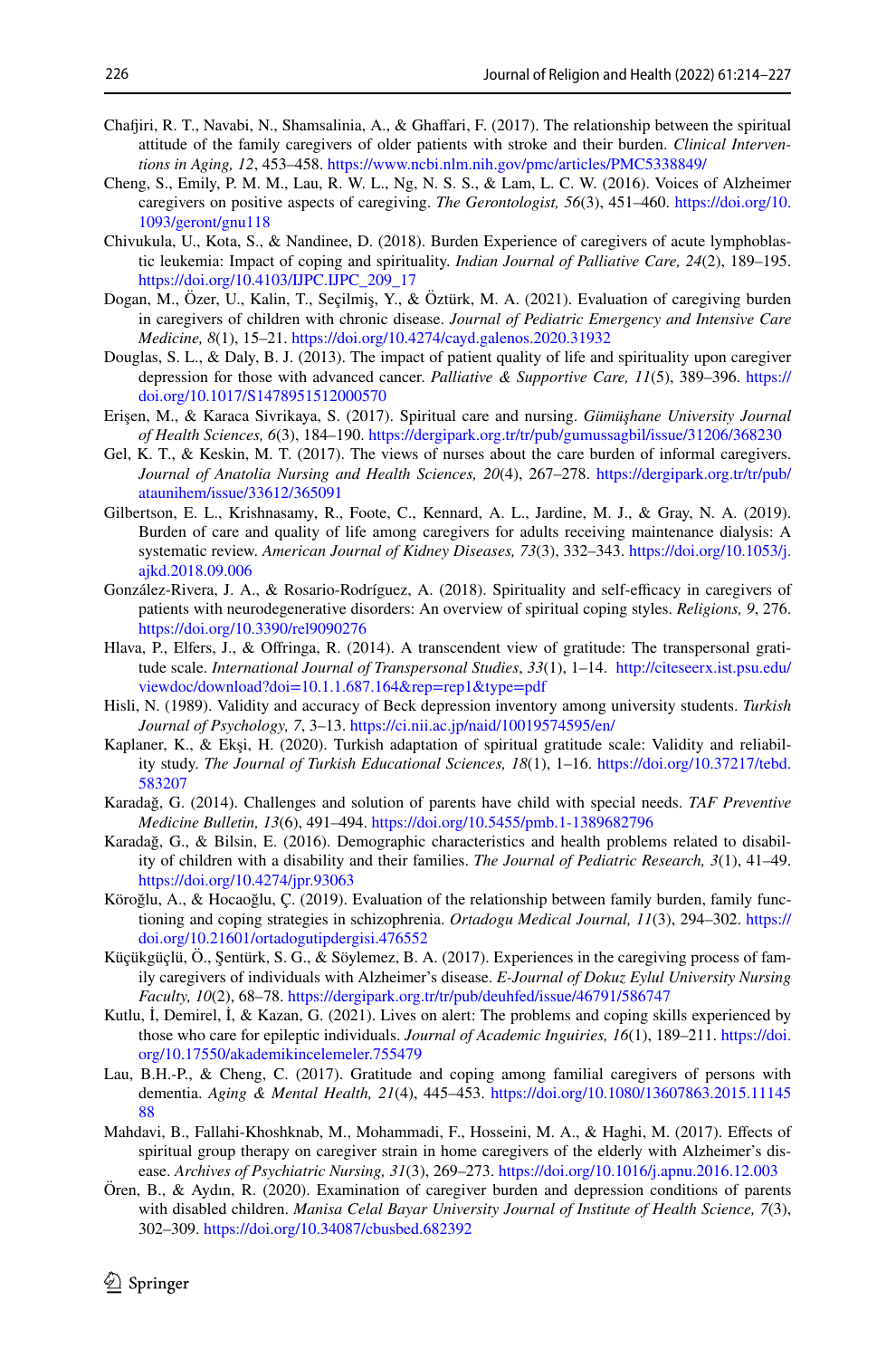Chafjiri, R. T., Navabi, N., Shamsalinia, A., & Ghaffari, F. (2017). The relationship between the spiritual attitude of the family caregivers of older patients with stroke and their burden. *Clinical Interventions in Aging, 12*, 453–458. https://www.ncbi.nlm.nih.gov/pmc/articles/PMC5338849/

Cheng, S., Emily, P. M. M., Lau, R. W. L., Ng, N. S. S., & Lam, L. C. W. (2016). Voices of Alzheimer caregivers on positive aspects of caregiving. *The Gerontologist, 56*(3), 451–460. https://doi.org/10.1093/geront/gnu118

Chivukula, U., Kota, S., & Nandinee, D. (2018). Burden Experience of caregivers of acute lymphoblastic leukemia: Impact of coping and spirituality. *Indian Journal of Palliative Care, 24*(2), 189–195. https://doi.org/10.4103/IJPC.IJPC_209_17

Dogan, M., Özer, U., Kalin, T., Seçilmiş, Y., & Öztürk, M. A. (2021). Evaluation of caregiving burden in caregivers of children with chronic disease. *Journal of Pediatric Emergency and Intensive Care Medicine, 8*(1), 15–21. https://doi.org/10.4274/cayd.galenos.2020.31932

Douglas, S. L., & Daly, B. J. (2013). The impact of patient quality of life and spirituality upon caregiver depression for those with advanced cancer. *Palliative & Supportive Care, 11*(5), 389–396. https://doi.org/10.1017/S1478951512000570

Erişen, M., & Karaca Sivrikaya, S. (2017). Spiritual care and nursing. *Gümüşhane University Journal of Health Sciences, 6*(3), 184–190. https://dergipark.org.tr/tr/pub/gumussagbil/issue/31206/368230

Gel, K. T., & Keskin, M. T. (2017). The views of nurses about the care burden of informal caregivers. *Journal of Anatolia Nursing and Health Sciences, 20*(4), 267–278. https://dergipark.org.tr/tr/pub/ataunihem/issue/33612/365091

Gilbertson, E. L., Krishnasamy, R., Foote, C., Kennard, A. L., Jardine, M. J., & Gray, N. A. (2019). Burden of care and quality of life among caregivers for adults receiving maintenance dialysis: A systematic review. *American Journal of Kidney Diseases, 73*(3), 332–343. https://doi.org/10.1053/j.ajkd.2018.09.006

González-Rivera, J. A., & Rosario-Rodríguez, A. (2018). Spirituality and self-efficacy in caregivers of patients with neurodegenerative disorders: An overview of spiritual coping styles. *Religions, 9*, 276. https://doi.org/10.3390/rel9090276

Hlava, P., Elfers, J., & Offringa, R. (2014). A transcendent view of gratitude: The transpersonal gratitude scale. *International Journal of Transpersonal Studies*, *33*(1), 1–14. http://citeseerx.ist.psu.edu/viewdoc/download?doi=10.1.1.687.164&rep=rep1&type=pdf

Hisli, N. (1989). Validity and accuracy of Beck depression inventory among university students. *Turkish Journal of Psychology, 7*, 3–13. https://ci.nii.ac.jp/naid/10019574595/en/

Kaplaner, K., & Ekşi, H. (2020). Turkish adaptation of spiritual gratitude scale: Validity and reliability study. *The Journal of Turkish Educational Sciences, 18*(1), 1–16. https://doi.org/10.37217/tebd.583207

Karadağ, G. (2014). Challenges and solution of parents have child with special needs. *TAF Preventive Medicine Bulletin, 13*(6), 491–494. https://doi.org/10.5455/pmb.1-1389682796

Karadağ, G., & Bilsin, E. (2016). Demographic characteristics and health problems related to disability of children with a disability and their families. *The Journal of Pediatric Research, 3*(1), 41–49. https://doi.org/10.4274/jpr.93063

Köroğlu, A., & Hocaoğlu, Ç. (2019). Evaluation of the relationship between family burden, family functioning and coping strategies in schizophrenia. *Ortadogu Medical Journal, 11*(3), 294–302. https://doi.org/10.21601/ortadogutipdergisi.476552

Küçükgüçlü, Ö., Şentürk, S. G., & Söylemez, B. A. (2017). Experiences in the caregiving process of family caregivers of individuals with Alzheimer's disease. *E-Journal of Dokuz Eylul University Nursing Faculty, 10*(2), 68–78. https://dergipark.org.tr/tr/pub/deuhfed/issue/46791/586747

Kutlu, İ, Demirel, İ, & Kazan, G. (2021). Lives on alert: The problems and coping skills experienced by those who care for epileptic individuals. *Journal of Academic Inguiries, 16*(1), 189–211. https://doi.org/10.17550/akademikincelemeler.755479

Lau, B.H.-P., & Cheng, C. (2017). Gratitude and coping among familial caregivers of persons with dementia. *Aging & Mental Health, 21*(4), 445–453. https://doi.org/10.1080/13607863.2015.1114588

Mahdavi, B., Fallahi-Khoshknab, M., Mohammadi, F., Hosseini, M. A., & Haghi, M. (2017). Effects of spiritual group therapy on caregiver strain in home caregivers of the elderly with Alzheimer's disease. *Archives of Psychiatric Nursing, 31*(3), 269–273. https://doi.org/10.1016/j.apnu.2016.12.003

Ören, B., & Aydın, R. (2020). Examination of caregiver burden and depression conditions of parents with disabled children. *Manisa Celal Bayar University Journal of Institute of Health Science, 7*(3), 302–309. https://doi.org/10.34087/cbusbed.682392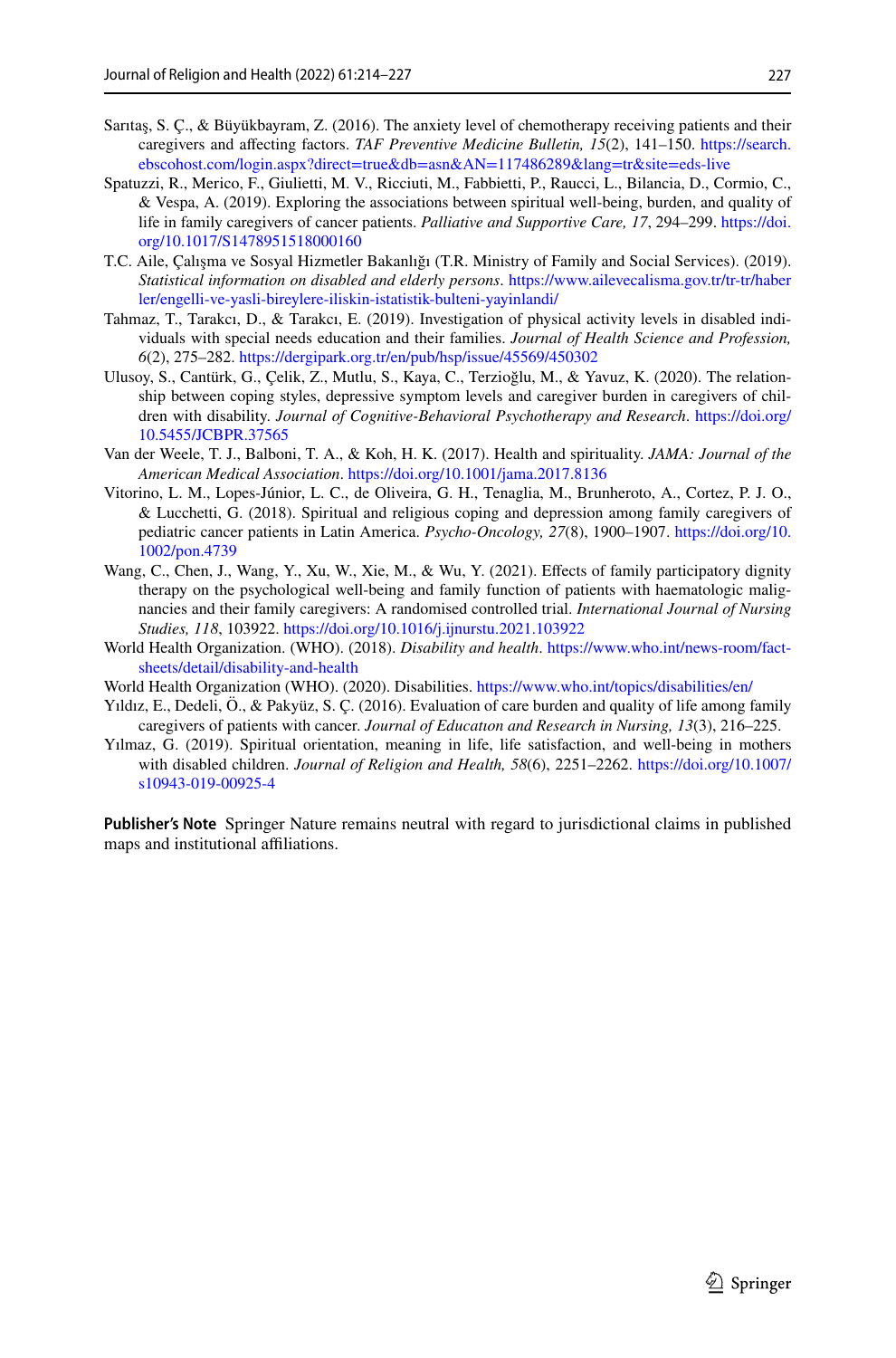Sarıtaş, S. Ç., & Büyükbayram, Z. (2016). The anxiety level of chemotherapy receiving patients and their caregivers and affecting factors. *TAF Preventive Medicine Bulletin, 15*(2), 141–150. https://search.ebscohost.com/login.aspx?direct=true&db=asn&AN=117486289&lang=tr&site=eds-live

Spatuzzi, R., Merico, F., Giulietti, M. V., Ricciuti, M., Fabbietti, P., Raucci, L., Bilancia, D., Cormio, C., & Vespa, A. (2019). Exploring the associations between spiritual well-being, burden, and quality of life in family caregivers of cancer patients. *Palliative and Supportive Care, 17*, 294–299. https://doi.org/10.1017/S1478951518000160

T.C. Aile, Çalışma ve Sosyal Hizmetler Bakanlığı (T.R. Ministry of Family and Social Services). (2019). *Statistical information on disabled and elderly persons*. https://www.ailevecalisma.gov.tr/tr-tr/haberler/engelli-ve-yasli-bireylere-iliskin-istatistik-bulteni-yayinlandi/

Tahmaz, T., Tarakcı, D., & Tarakcı, E. (2019). Investigation of physical activity levels in disabled individuals with special needs education and their families. *Journal of Health Science and Profession, 6*(2), 275–282. https://dergipark.org.tr/en/pub/hsp/issue/45569/450302

Ulusoy, S., Cantürk, G., Çelik, Z., Mutlu, S., Kaya, C., Terzioğlu, M., & Yavuz, K. (2020). The relationship between coping styles, depressive symptom levels and caregiver burden in caregivers of children with disability. *Journal of Cognitive-Behavioral Psychotherapy and Research*. https://doi.org/10.5455/JCBPR.37565

Van der Weele, T. J., Balboni, T. A., & Koh, H. K. (2017). Health and spirituality. *JAMA: Journal of the American Medical Association*. https://doi.org/10.1001/jama.2017.8136

Vitorino, L. M., Lopes-Júnior, L. C., de Oliveira, G. H., Tenaglia, M., Brunheroto, A., Cortez, P. J. O., & Lucchetti, G. (2018). Spiritual and religious coping and depression among family caregivers of pediatric cancer patients in Latin America. *Psycho-Oncology, 27*(8), 1900–1907. https://doi.org/10.1002/pon.4739

Wang, C., Chen, J., Wang, Y., Xu, W., Xie, M., & Wu, Y. (2021). Effects of family participatory dignity therapy on the psychological well-being and family function of patients with haematologic malignancies and their family caregivers: A randomised controlled trial. *International Journal of Nursing Studies, 118*, 103922. https://doi.org/10.1016/j.ijnurstu.2021.103922

World Health Organization. (WHO). (2018). *Disability and health*. https://www.who.int/news-room/fact-sheets/detail/disability-and-health

World Health Organization (WHO). (2020). Disabilities. https://www.who.int/topics/disabilities/en/

Yıldız, E., Dedeli, Ö., & Pakyüz, S. Ç. (2016). Evaluation of care burden and quality of life among family caregivers of patients with cancer. *Journal of Educatıon and Research in Nursing, 13*(3), 216–225.

Yılmaz, G. (2019). Spiritual orientation, meaning in life, life satisfaction, and well-being in mothers with disabled children. *Journal of Religion and Health, 58*(6), 2251–2262. https://doi.org/10.1007/s10943-019-00925-4

**Publisher's Note** Springer Nature remains neutral with regard to jurisdictional claims in published maps and institutional affiliations.